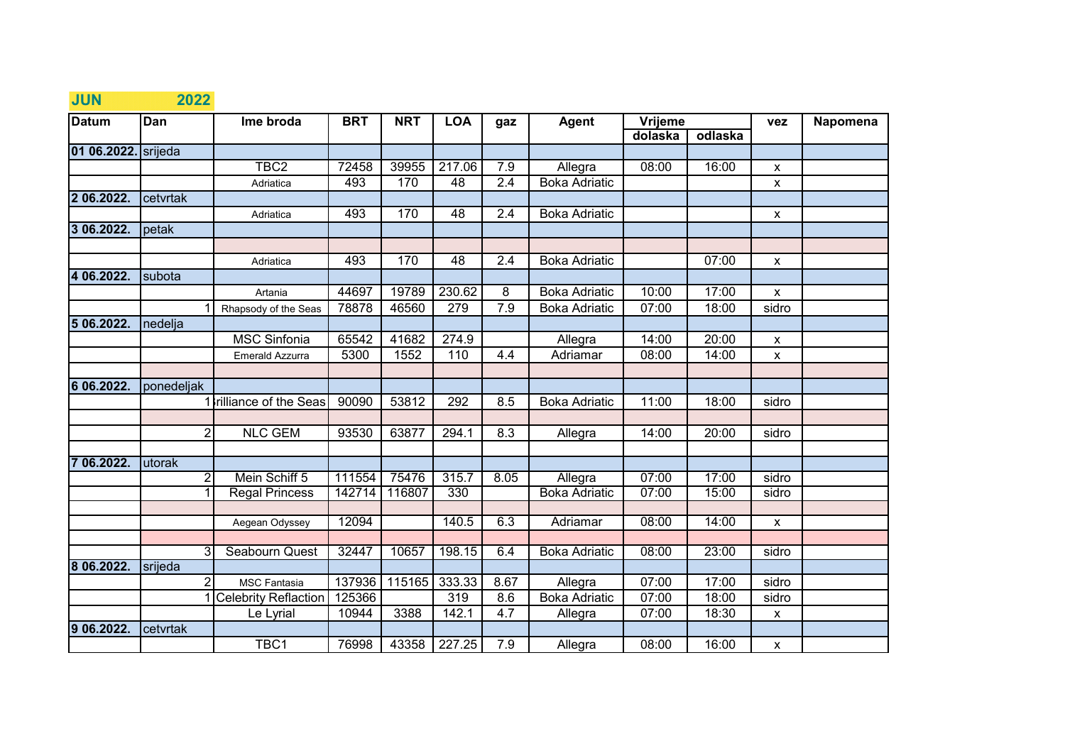**JUN 2022**

| Datum | Dan | Ime broda | BRT | NRT | LOA | gaz | Agent | Vrijeme | | vez | Napomena |
|---|---|---|---|---|---|---|---|---|---|---|---|
| | | | | | | | | dolaska | odlaska | | |
| 01 06.2022. | srijeda | | | | | | | | | | |
| | | TBC2 | 72458 | 39955 | 217.06 | 7.9 | Allegra | 08:00 | 16:00 | x | |
| | | Adriatica | 493 | 170 | 48 | 2.4 | Boka Adriatic | | | x | |
| 2 06.2022. | cetvrtak | | | | | | | | | | |
| | | Adriatica | 493 | 170 | 48 | 2.4 | Boka Adriatic | | | x | |
| 3 06.2022. | petak | | | | | | | | | | |
| | | | | | | | | | | | |
| | | Adriatica | 493 | 170 | 48 | 2.4 | Boka Adriatic | | 07:00 | x | |
| 4 06.2022. | subota | | | | | | | | | | |
| | | Artania | 44697 | 19789 | 230.62 | 8 | Boka Adriatic | 10:00 | 17:00 | x | |
| | 1 | Rhapsody of the Seas | 78878 | 46560 | 279 | 7.9 | Boka Adriatic | 07:00 | 18:00 | sidro | |
| 5 06.2022. | nedelja | | | | | | | | | | |
| | | MSC Sinfonia | 65542 | 41682 | 274.9 | | Allegra | 14:00 | 20:00 | x | |
| | | Emerald Azzurra | 5300 | 1552 | 110 | 4.4 | Adriamar | 08:00 | 14:00 | x | |
| | | | | | | | | | | | |
| 6 06.2022. | ponedeljak | | | | | | | | | | |
| | 1 | Brilliance of the Seas | 90090 | 53812 | 292 | 8.5 | Boka Adriatic | 11:00 | 18:00 | sidro | |
| | | | | | | | | | | | |
| | 2 | NLC GEM | 93530 | 63877 | 294.1 | 8.3 | Allegra | 14:00 | 20:00 | sidro | |
| | | | | | | | | | | | |
| 7 06.2022. | utorak | | | | | | | | | | |
| | 2 | Mein Schiff 5 | 111554 | 75476 | 315.7 | 8.05 | Allegra | 07:00 | 17:00 | sidro | |
| | 1 | Regal Princess | 142714 | 116807 | 330 | | Boka Adriatic | 07:00 | 15:00 | sidro | |
| | | | | | | | | | | | |
| | | Aegean Odyssey | 12094 | | 140.5 | 6.3 | Adriamar | 08:00 | 14:00 | x | |
| | | | | | | | | | | | |
| | 3 | Seabourn Quest | 32447 | 10657 | 198.15 | 6.4 | Boka Adriatic | 08:00 | 23:00 | sidro | |
| 8 06.2022. | srijeda | | | | | | | | | | |
| | 2 | MSC Fantasia | 137936 | 115165 | 333.33 | 8.67 | Allegra | 07:00 | 17:00 | sidro | |
| | 1 | Celebrity Reflaction | 125366 | | 319 | 8.6 | Boka Adriatic | 07:00 | 18:00 | sidro | |
| | | Le Lyrial | 10944 | 3388 | 142.1 | 4.7 | Allegra | 07:00 | 18:30 | x | |
| 9 06.2022. | cetvrtak | | | | | | | | | | |
| | | TBC1 | 76998 | 43358 | 227.25 | 7.9 | Allegra | 08:00 | 16:00 | x | |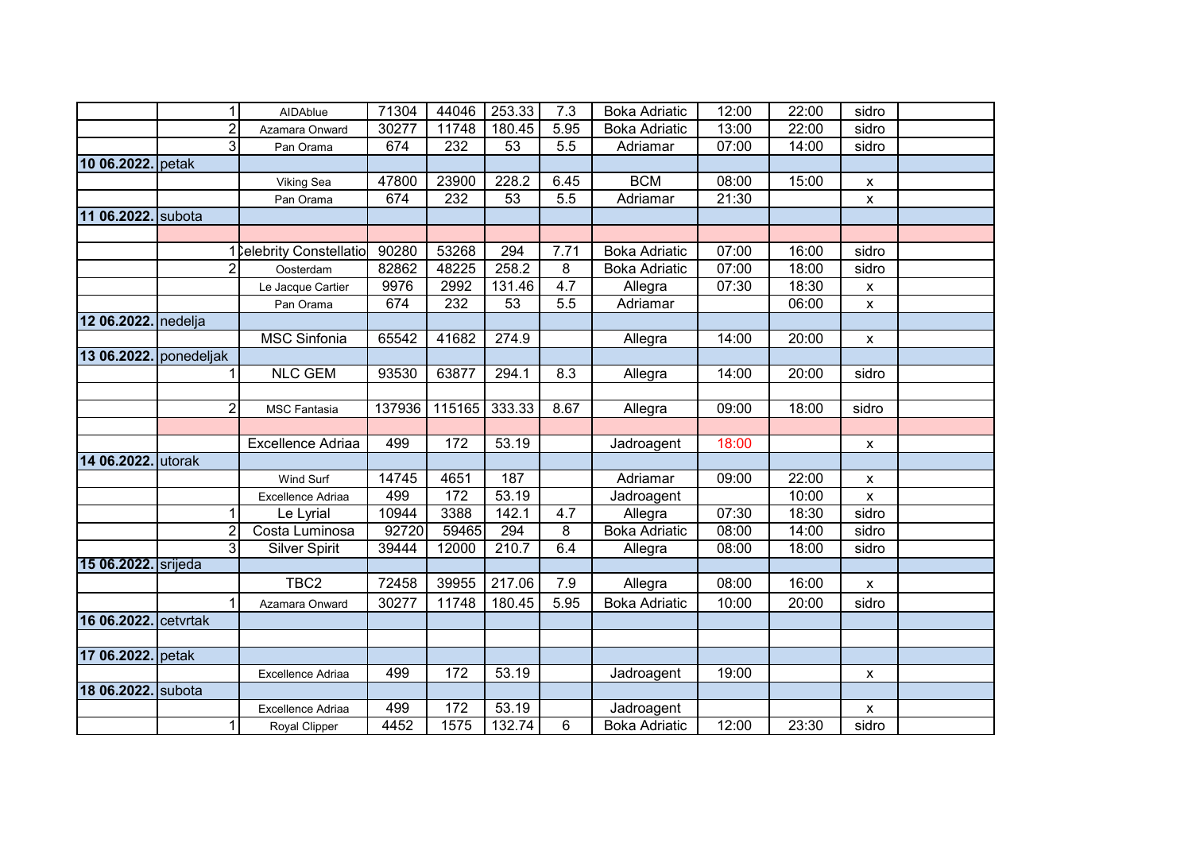| | | | | | | | | | | | |
|---|---|---|---|---|---|---|---|---|---|---|---|
| | 1 | AIDAblue | 71304 | 44046 | 253.33 | 7.3 | Boka Adriatic | 12:00 | 22:00 | sidro | |
| | 2 | Azamara Onward | 30277 | 11748 | 180.45 | 5.95 | Boka Adriatic | 13:00 | 22:00 | sidro | |
| | 3 | Pan Orama | 674 | 232 | 53 | 5.5 | Adriamar | 07:00 | 14:00 | sidro | |
| **10 06.2022.** | petak | | | | | | | | | | |
| | | Viking Sea | 47800 | 23900 | 228.2 | 6.45 | BCM | 08:00 | 15:00 | x | |
| | | Pan Orama | 674 | 232 | 53 | 5.5 | Adriamar | 21:30 | | x | |
| **11 06.2022.** | subota | | | | | | | | | | |
| | | | | | | | | | | | |
| | 1 | Celebrity Constellatio | 90280 | 53268 | 294 | 7.71 | Boka Adriatic | 07:00 | 16:00 | sidro | |
| | 2 | Oosterdam | 82862 | 48225 | 258.2 | 8 | Boka Adriatic | 07:00 | 18:00 | sidro | |
| | | Le Jacque Cartier | 9976 | 2992 | 131.46 | 4.7 | Allegra | 07:30 | 18:30 | x | |
| | | Pan Orama | 674 | 232 | 53 | 5.5 | Adriamar | | 06:00 | x | |
| **12 06.2022.** | nedelja | | | | | | | | | | |
| | | MSC Sinfonia | 65542 | 41682 | 274.9 | | Allegra | 14:00 | 20:00 | x | |
| **13 06.2022.** | ponedeljak | | | | | | | | | | |
| | 1 | NLC GEM | 93530 | 63877 | 294.1 | 8.3 | Allegra | 14:00 | 20:00 | sidro | |
| | | | | | | | | | | | |
| | 2 | MSC Fantasia | 137936 | 115165 | 333.33 | 8.67 | Allegra | 09:00 | 18:00 | sidro | |
| | | | | | | | | | | | |
| | | Excellence Adriaa | 499 | 172 | 53.19 | | Jadroagent | 18:00 | | x | |
| **14 06.2022.** | utorak | | | | | | | | | | |
| | | Wind Surf | 14745 | 4651 | 187 | | Adriamar | 09:00 | 22:00 | x | |
| | | Excellence Adriaa | 499 | 172 | 53.19 | | Jadroagent | | 10:00 | x | |
| | 1 | Le Lyrial | 10944 | 3388 | 142.1 | 4.7 | Allegra | 07:30 | 18:30 | sidro | |
| | 2 | Costa Luminosa | 92720 | 59465 | 294 | 8 | Boka Adriatic | 08:00 | 14:00 | sidro | |
| | 3 | Silver Spirit | 39444 | 12000 | 210.7 | 6.4 | Allegra | 08:00 | 18:00 | sidro | |
| **15 06.2022.** | srijeda | | | | | | | | | | |
| | | TBC2 | 72458 | 39955 | 217.06 | 7.9 | Allegra | 08:00 | 16:00 | x | |
| | 1 | Azamara Onward | 30277 | 11748 | 180.45 | 5.95 | Boka Adriatic | 10:00 | 20:00 | sidro | |
| **16 06.2022.** | cetvrtak | | | | | | | | | | |
| | | | | | | | | | | | |
| **17 06.2022.** | petak | | | | | | | | | | |
| | | Excellence Adriaa | 499 | 172 | 53.19 | | Jadroagent | 19:00 | | x | |
| **18 06.2022.** | subota | | | | | | | | | | |
| | | Excellence Adriaa | 499 | 172 | 53.19 | | Jadroagent | | | x | |
| | 1 | Royal Clipper | 4452 | 1575 | 132.74 | 6 | Boka Adriatic | 12:00 | 23:30 | sidro | |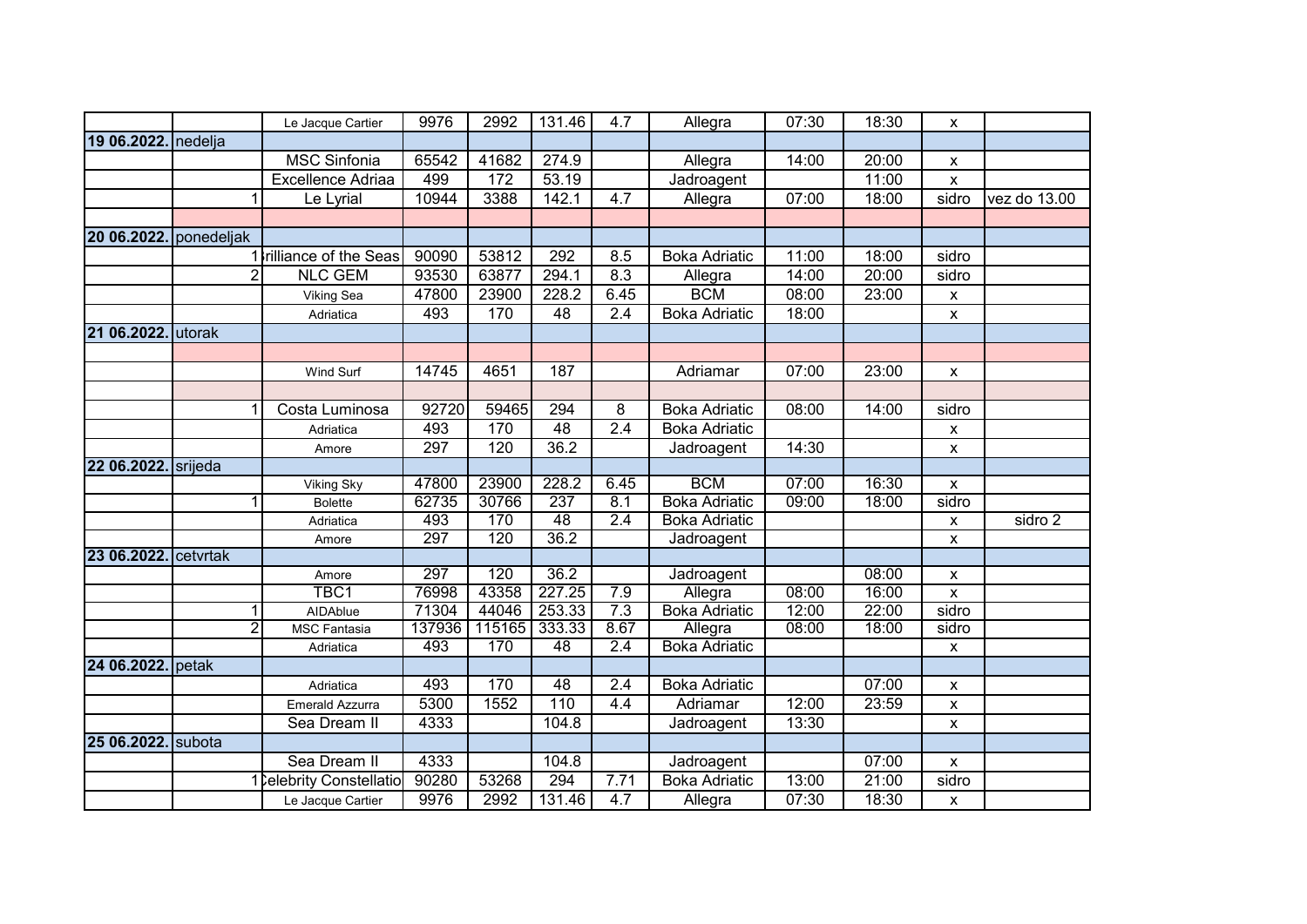| | | | | | | | | | | |
|---|---|---|---|---|---|---|---|---|---|---|
| | | Le Jacque Cartier | 9976 | 2992 | 131.46 | 4.7 | Allegra | 07:30 | 18:30 | x | |
| **19 06.2022.** | nedelja | | | | | | | | | | |
| | | MSC Sinfonia | 65542 | 41682 | 274.9 | | Allegra | 14:00 | 20:00 | x | |
| | | Excellence Adriaa | 499 | 172 | 53.19 | | Jadroagent | | 11:00 | x | |
| | 1 | Le Lyrial | 10944 | 3388 | 142.1 | 4.7 | Allegra | 07:00 | 18:00 | sidro | vez do 13.00 |
| | | | | | | | | | | | |
| **20 06.2022.** | ponedeljak | | | | | | | | | | |
| | 1 | Brilliance of the Seas | 90090 | 53812 | 292 | 8.5 | Boka Adriatic | 11:00 | 18:00 | sidro | |
| | 2 | NLC GEM | 93530 | 63877 | 294.1 | 8.3 | Allegra | 14:00 | 20:00 | sidro | |
| | | Viking Sea | 47800 | 23900 | 228.2 | 6.45 | BCM | 08:00 | 23:00 | x | |
| | | Adriatica | 493 | 170 | 48 | 2.4 | Boka Adriatic | 18:00 | | x | |
| **21 06.2022.** | utorak | | | | | | | | | | |
| | | | | | | | | | | | |
| | | Wind Surf | 14745 | 4651 | 187 | | Adriamar | 07:00 | 23:00 | x | |
| | | | | | | | | | | | |
| | 1 | Costa Luminosa | 92720 | 59465 | 294 | 8 | Boka Adriatic | 08:00 | 14:00 | sidro | |
| | | Adriatica | 493 | 170 | 48 | 2.4 | Boka Adriatic | | | x | |
| | | Amore | 297 | 120 | 36.2 | | Jadroagent | 14:30 | | x | |
| **22 06.2022.** | srijeda | | | | | | | | | | |
| | | Viking Sky | 47800 | 23900 | 228.2 | 6.45 | BCM | 07:00 | 16:30 | x | |
| | 1 | Bolette | 62735 | 30766 | 237 | 8.1 | Boka Adriatic | 09:00 | 18:00 | sidro | |
| | | Adriatica | 493 | 170 | 48 | 2.4 | Boka Adriatic | | | x | sidro 2 |
| | | Amore | 297 | 120 | 36.2 | | Jadroagent | | | x | |
| **23 06.2022.** | cetvrtak | | | | | | | | | | |
| | | Amore | 297 | 120 | 36.2 | | Jadroagent | | 08:00 | x | |
| | | TBC1 | 76998 | 43358 | 227.25 | 7.9 | Allegra | 08:00 | 16:00 | x | |
| | 1 | AIDAblue | 71304 | 44046 | 253.33 | 7.3 | Boka Adriatic | 12:00 | 22:00 | sidro | |
| | 2 | MSC Fantasia | 137936 | 115165 | 333.33 | 8.67 | Allegra | 08:00 | 18:00 | sidro | |
| | | Adriatica | 493 | 170 | 48 | 2.4 | Boka Adriatic | | | x | |
| **24 06.2022.** | petak | | | | | | | | | | |
| | | Adriatica | 493 | 170 | 48 | 2.4 | Boka Adriatic | | 07:00 | x | |
| | | Emerald Azzurra | 5300 | 1552 | 110 | 4.4 | Adriamar | 12:00 | 23:59 | x | |
| | | Sea Dream II | 4333 | | 104.8 | | Jadroagent | 13:30 | | x | |
| **25 06.2022.** | subota | | | | | | | | | | |
| | | Sea Dream II | 4333 | | 104.8 | | Jadroagent | | 07:00 | x | |
| | 1 | Celebrity Constellatio | 90280 | 53268 | 294 | 7.71 | Boka Adriatic | 13:00 | 21:00 | sidro | |
| | | Le Jacque Cartier | 9976 | 2992 | 131.46 | 4.7 | Allegra | 07:30 | 18:30 | x | |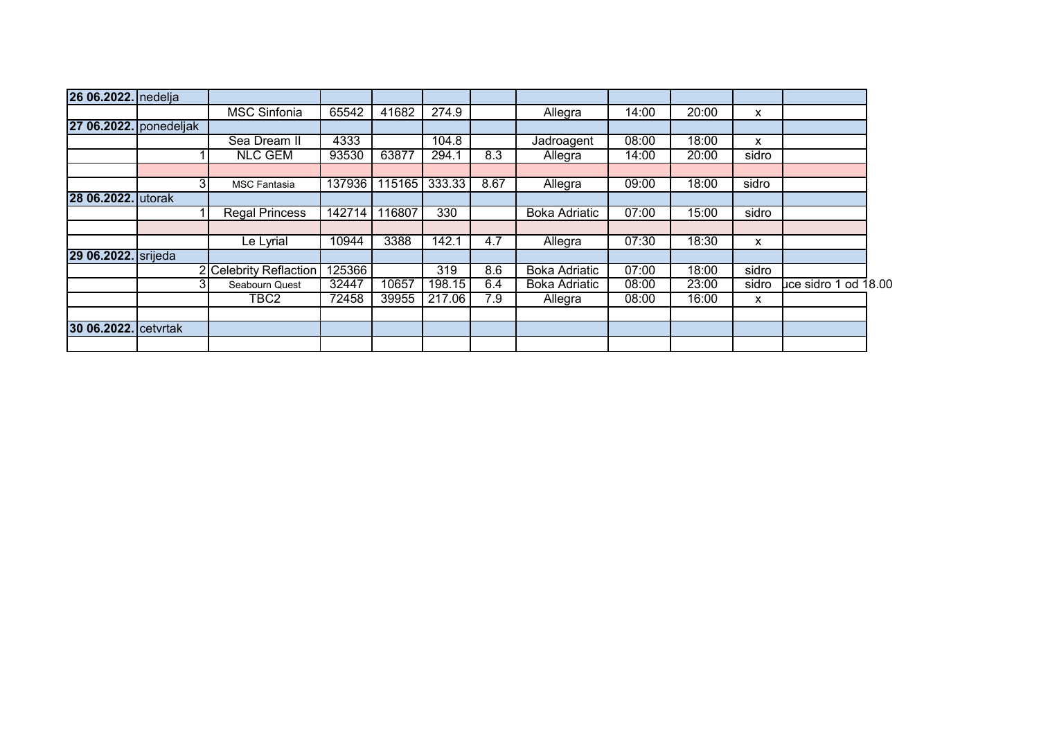| | | | | | | | | | | | |
|---|---|---|---|---|---|---|---|---|---|---|---|
| **26 06.2022.** | nedelja | | | | | | | | | | |
| | | MSC Sinfonia | 65542 | 41682 | 274.9 | | Allegra | 14:00 | 20:00 | x | |
| **27 06.2022.** | ponedeljak | | | | | | | | | | |
| | | Sea Dream II | 4333 | | 104.8 | | Jadroagent | 08:00 | 18:00 | x | |
| | 1 | NLC GEM | 93530 | 63877 | 294.1 | 8.3 | Allegra | 14:00 | 20:00 | sidro | |
| | | | | | | | | | | | |
| | 3 | MSC Fantasia | 137936 | 115165 | 333.33 | 8.67 | Allegra | 09:00 | 18:00 | sidro | |
| **28 06.2022.** | utorak | | | | | | | | | | |
| | 1 | Regal Princess | 142714 | 116807 | 330 | | Boka Adriatic | 07:00 | 15:00 | sidro | |
| | | | | | | | | | | | |
| | | Le Lyrial | 10944 | 3388 | 142.1 | 4.7 | Allegra | 07:30 | 18:30 | x | |
| **29 06.2022.** | srijeda | | | | | | | | | | |
| | 2 | Celebrity Reflaction | 125366 | | 319 | 8.6 | Boka Adriatic | 07:00 | 18:00 | sidro | |
| | 3 | Seabourn Quest | 32447 | 10657 | 198.15 | 6.4 | Boka Adriatic | 08:00 | 23:00 | sidro | uce sidro 1 od 18.00 |
| | | TBC2 | 72458 | 39955 | 217.06 | 7.9 | Allegra | 08:00 | 16:00 | x | |
| | | | | | | | | | | | |
| **30 06.2022.** | cetvrtak | | | | | | | | | | |
| | | | | | | | | | | | |